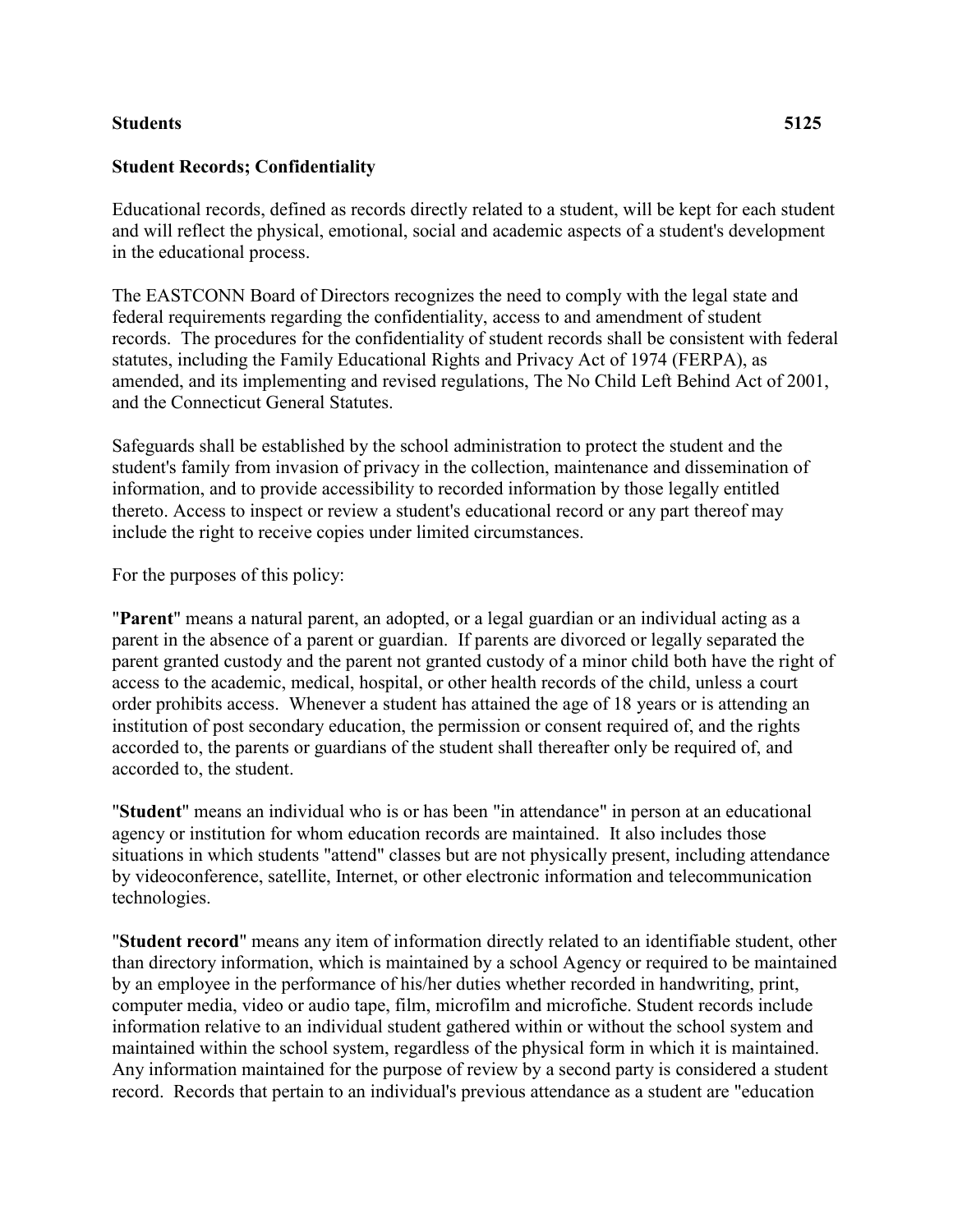**Students** **5125**

## Student Records; Confidentiality

Educational records, defined as records directly related to a student, will be kept for each student and will reflect the physical, emotional, social and academic aspects of a student's development in the educational process.

The EASTCONN Board of Directors recognizes the need to comply with the legal state and federal requirements regarding the confidentiality, access to and amendment of student records. The procedures for the confidentiality of student records shall be consistent with federal statutes, including the Family Educational Rights and Privacy Act of 1974 (FERPA), as amended, and its implementing and revised regulations, The No Child Left Behind Act of 2001, and the Connecticut General Statutes.

Safeguards shall be established by the school administration to protect the student and the student's family from invasion of privacy in the collection, maintenance and dissemination of information, and to provide accessibility to recorded information by those legally entitled thereto. Access to inspect or review a student's educational record or any part thereof may include the right to receive copies under limited circumstances.

For the purposes of this policy:

"**Parent**" means a natural parent, an adopted, or a legal guardian or an individual acting as a parent in the absence of a parent or guardian. If parents are divorced or legally separated the parent granted custody and the parent not granted custody of a minor child both have the right of access to the academic, medical, hospital, or other health records of the child, unless a court order prohibits access. Whenever a student has attained the age of 18 years or is attending an institution of post secondary education, the permission or consent required of, and the rights accorded to, the parents or guardians of the student shall thereafter only be required of, and accorded to, the student.

"**Student**" means an individual who is or has been "in attendance" in person at an educational agency or institution for whom education records are maintained. It also includes those situations in which students "attend" classes but are not physically present, including attendance by videoconference, satellite, Internet, or other electronic information and telecommunication technologies.

"**Student record**" means any item of information directly related to an identifiable student, other than directory information, which is maintained by a school Agency or required to be maintained by an employee in the performance of his/her duties whether recorded in handwriting, print, computer media, video or audio tape, film, microfilm and microfiche. Student records include information relative to an individual student gathered within or without the school system and maintained within the school system, regardless of the physical form in which it is maintained. Any information maintained for the purpose of review by a second party is considered a student record. Records that pertain to an individual's previous attendance as a student are "education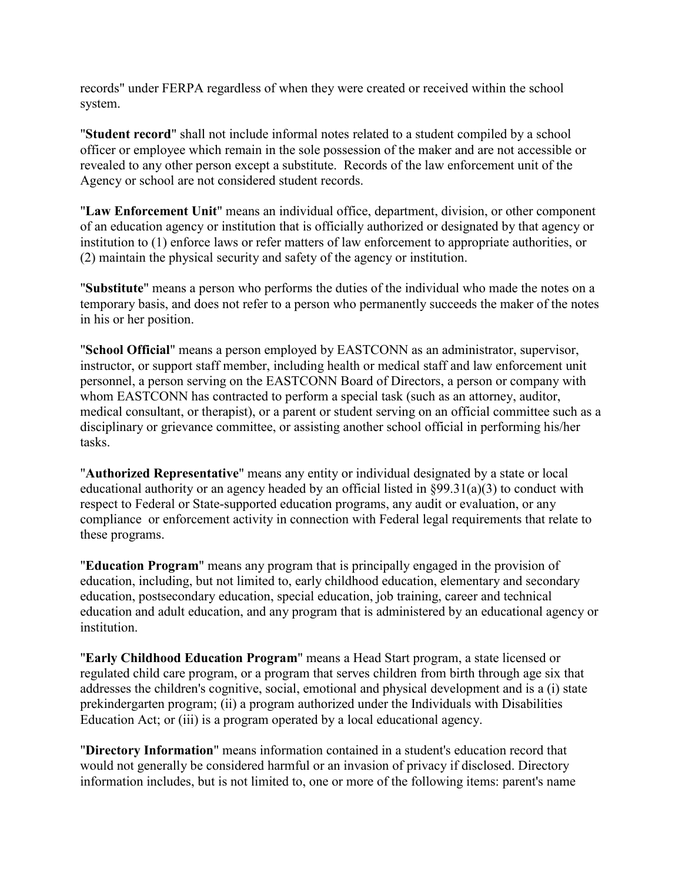records" under FERPA regardless of when they were created or received within the school system.

"**Student record**" shall not include informal notes related to a student compiled by a school officer or employee which remain in the sole possession of the maker and are not accessible or revealed to any other person except a substitute. Records of the law enforcement unit of the Agency or school are not considered student records.

"**Law Enforcement Unit**" means an individual office, department, division, or other component of an education agency or institution that is officially authorized or designated by that agency or institution to (1) enforce laws or refer matters of law enforcement to appropriate authorities, or (2) maintain the physical security and safety of the agency or institution.

"**Substitute**" means a person who performs the duties of the individual who made the notes on a temporary basis, and does not refer to a person who permanently succeeds the maker of the notes in his or her position.

"**School Official**" means a person employed by EASTCONN as an administrator, supervisor, instructor, or support staff member, including health or medical staff and law enforcement unit personnel, a person serving on the EASTCONN Board of Directors, a person or company with whom EASTCONN has contracted to perform a special task (such as an attorney, auditor, medical consultant, or therapist), or a parent or student serving on an official committee such as a disciplinary or grievance committee, or assisting another school official in performing his/her tasks.

"**Authorized Representative**" means any entity or individual designated by a state or local educational authority or an agency headed by an official listed in §99.31(a)(3) to conduct with respect to Federal or State-supported education programs, any audit or evaluation, or any compliance or enforcement activity in connection with Federal legal requirements that relate to these programs.

"**Education Program**" means any program that is principally engaged in the provision of education, including, but not limited to, early childhood education, elementary and secondary education, postsecondary education, special education, job training, career and technical education and adult education, and any program that is administered by an educational agency or institution.

"**Early Childhood Education Program**" means a Head Start program, a state licensed or regulated child care program, or a program that serves children from birth through age six that addresses the children's cognitive, social, emotional and physical development and is a (i) state prekindergarten program; (ii) a program authorized under the Individuals with Disabilities Education Act; or (iii) is a program operated by a local educational agency.

"**Directory Information**" means information contained in a student's education record that would not generally be considered harmful or an invasion of privacy if disclosed. Directory information includes, but is not limited to, one or more of the following items: parent's name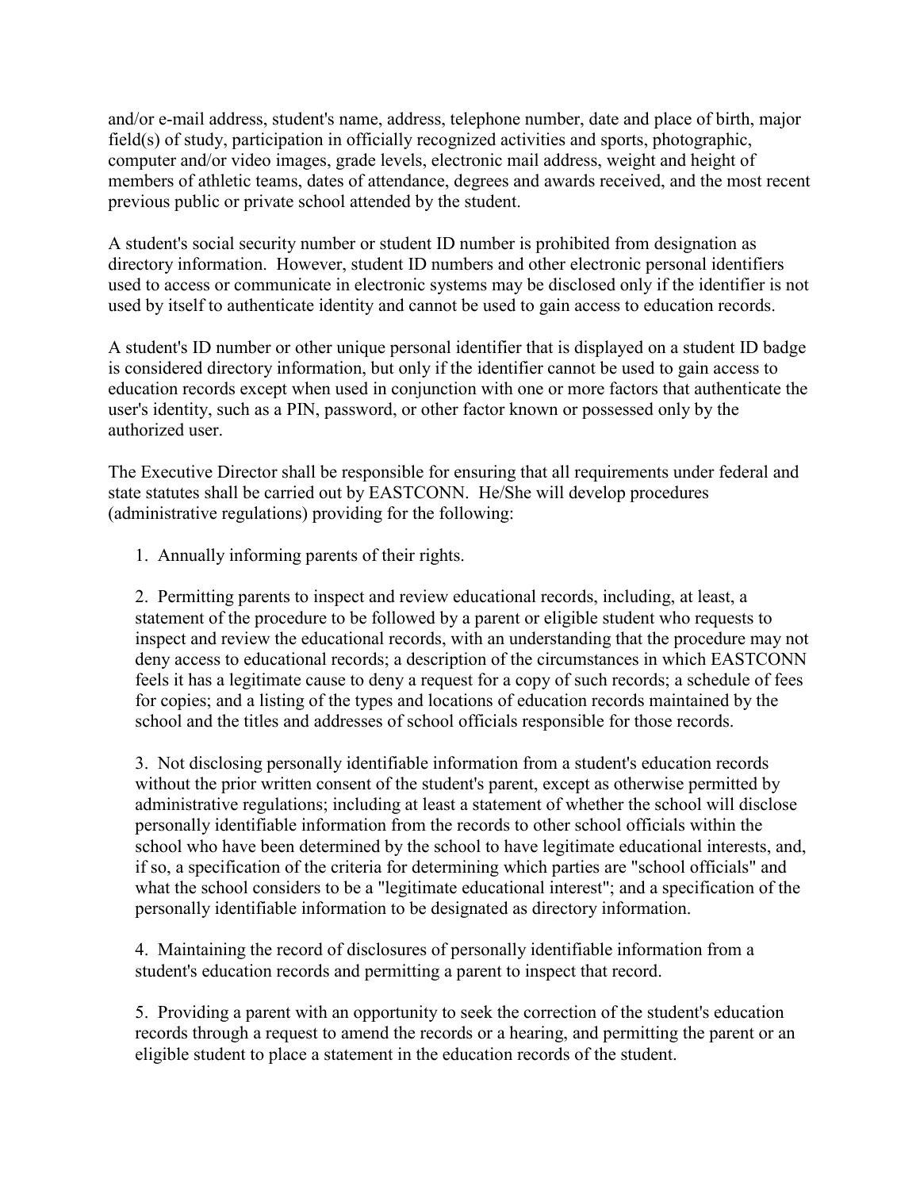and/or e-mail address, student's name, address, telephone number, date and place of birth, major field(s) of study, participation in officially recognized activities and sports, photographic, computer and/or video images, grade levels, electronic mail address, weight and height of members of athletic teams, dates of attendance, degrees and awards received, and the most recent previous public or private school attended by the student.

A student's social security number or student ID number is prohibited from designation as directory information. However, student ID numbers and other electronic personal identifiers used to access or communicate in electronic systems may be disclosed only if the identifier is not used by itself to authenticate identity and cannot be used to gain access to education records.

A student's ID number or other unique personal identifier that is displayed on a student ID badge is considered directory information, but only if the identifier cannot be used to gain access to education records except when used in conjunction with one or more factors that authenticate the user's identity, such as a PIN, password, or other factor known or possessed only by the authorized user.

The Executive Director shall be responsible for ensuring that all requirements under federal and state statutes shall be carried out by EASTCONN. He/She will develop procedures (administrative regulations) providing for the following:

1. Annually informing parents of their rights.

2. Permitting parents to inspect and review educational records, including, at least, a statement of the procedure to be followed by a parent or eligible student who requests to inspect and review the educational records, with an understanding that the procedure may not deny access to educational records; a description of the circumstances in which EASTCONN feels it has a legitimate cause to deny a request for a copy of such records; a schedule of fees for copies; and a listing of the types and locations of education records maintained by the school and the titles and addresses of school officials responsible for those records.

3. Not disclosing personally identifiable information from a student's education records without the prior written consent of the student's parent, except as otherwise permitted by administrative regulations; including at least a statement of whether the school will disclose personally identifiable information from the records to other school officials within the school who have been determined by the school to have legitimate educational interests, and, if so, a specification of the criteria for determining which parties are "school officials" and what the school considers to be a "legitimate educational interest"; and a specification of the personally identifiable information to be designated as directory information.

4. Maintaining the record of disclosures of personally identifiable information from a student's education records and permitting a parent to inspect that record.

5. Providing a parent with an opportunity to seek the correction of the student's education records through a request to amend the records or a hearing, and permitting the parent or an eligible student to place a statement in the education records of the student.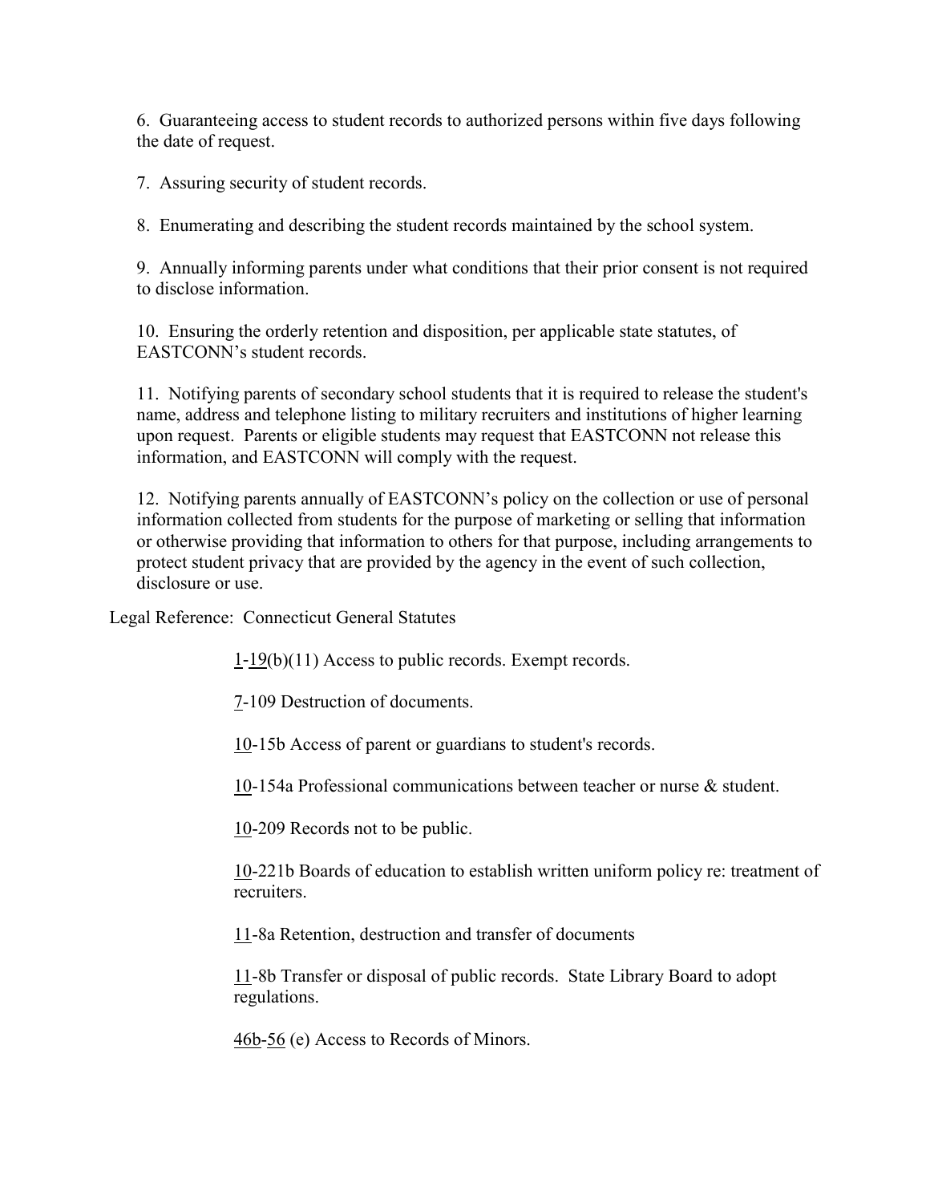6. Guaranteeing access to student records to authorized persons within five days following the date of request.

7. Assuring security of student records.

8. Enumerating and describing the student records maintained by the school system.

9. Annually informing parents under what conditions that their prior consent is not required to disclose information.

10. Ensuring the orderly retention and disposition, per applicable state statutes, of EASTCONN's student records.

11. Notifying parents of secondary school students that it is required to release the student's name, address and telephone listing to military recruiters and institutions of higher learning upon request. Parents or eligible students may request that EASTCONN not release this information, and EASTCONN will comply with the request.

12. Notifying parents annually of EASTCONN's policy on the collection or use of personal information collected from students for the purpose of marketing or selling that information or otherwise providing that information to others for that purpose, including arrangements to protect student privacy that are provided by the agency in the event of such collection, disclosure or use.

Legal Reference: Connecticut General Statutes

1-19(b)(11) Access to public records. Exempt records.

7-109 Destruction of documents.

10-15b Access of parent or guardians to student's records.

10-154a Professional communications between teacher or nurse & student.

10-209 Records not to be public.

10-221b Boards of education to establish written uniform policy re: treatment of recruiters.

11-8a Retention, destruction and transfer of documents

11-8b Transfer or disposal of public records. State Library Board to adopt regulations.

46b-56 (e) Access to Records of Minors.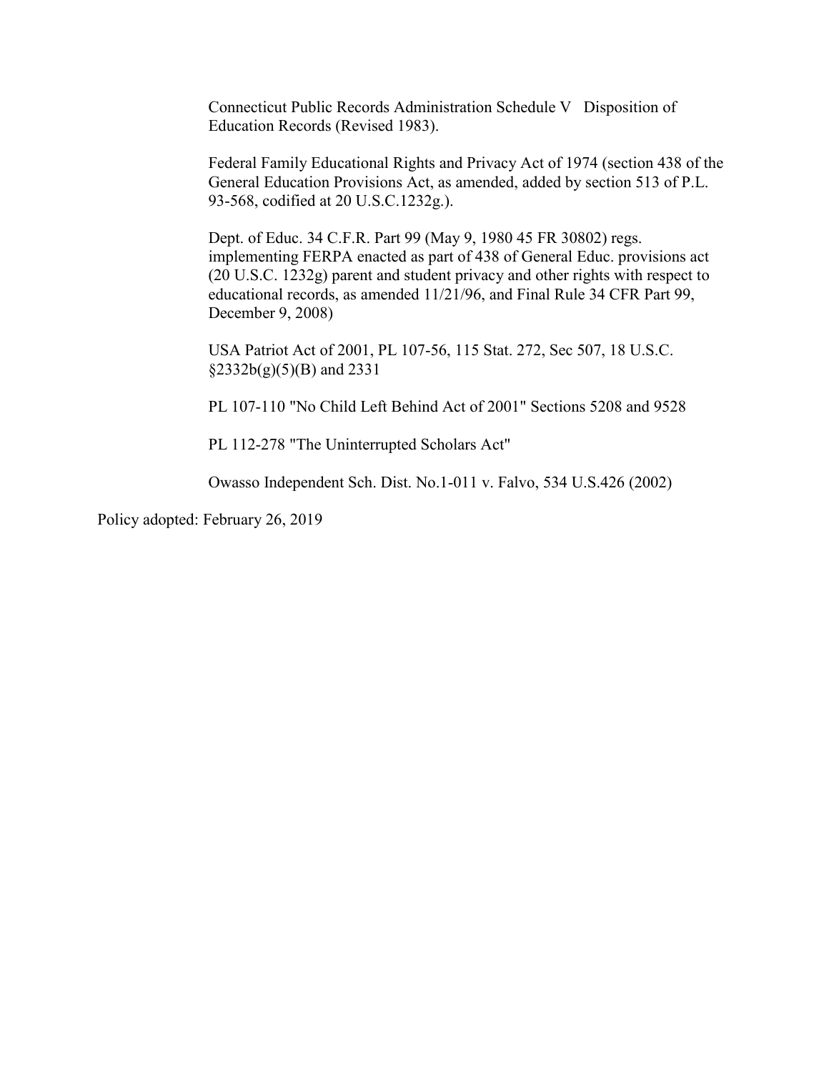Connecticut Public Records Administration Schedule V Disposition of Education Records (Revised 1983).

Federal Family Educational Rights and Privacy Act of 1974 (section 438 of the General Education Provisions Act, as amended, added by section 513 of P.L. 93-568, codified at 20 U.S.C.1232g.).

Dept. of Educ. 34 C.F.R. Part 99 (May 9, 1980 45 FR 30802) regs. implementing FERPA enacted as part of 438 of General Educ. provisions act (20 U.S.C. 1232g) parent and student privacy and other rights with respect to educational records, as amended 11/21/96, and Final Rule 34 CFR Part 99, December 9, 2008)

USA Patriot Act of 2001, PL 107-56, 115 Stat. 272, Sec 507, 18 U.S.C. §2332b(g)(5)(B) and 2331

PL 107-110 "No Child Left Behind Act of 2001" Sections 5208 and 9528

PL 112-278 "The Uninterrupted Scholars Act"

Owasso Independent Sch. Dist. No.1-011 v. Falvo, 534 U.S.426 (2002)

Policy adopted: February 26, 2019